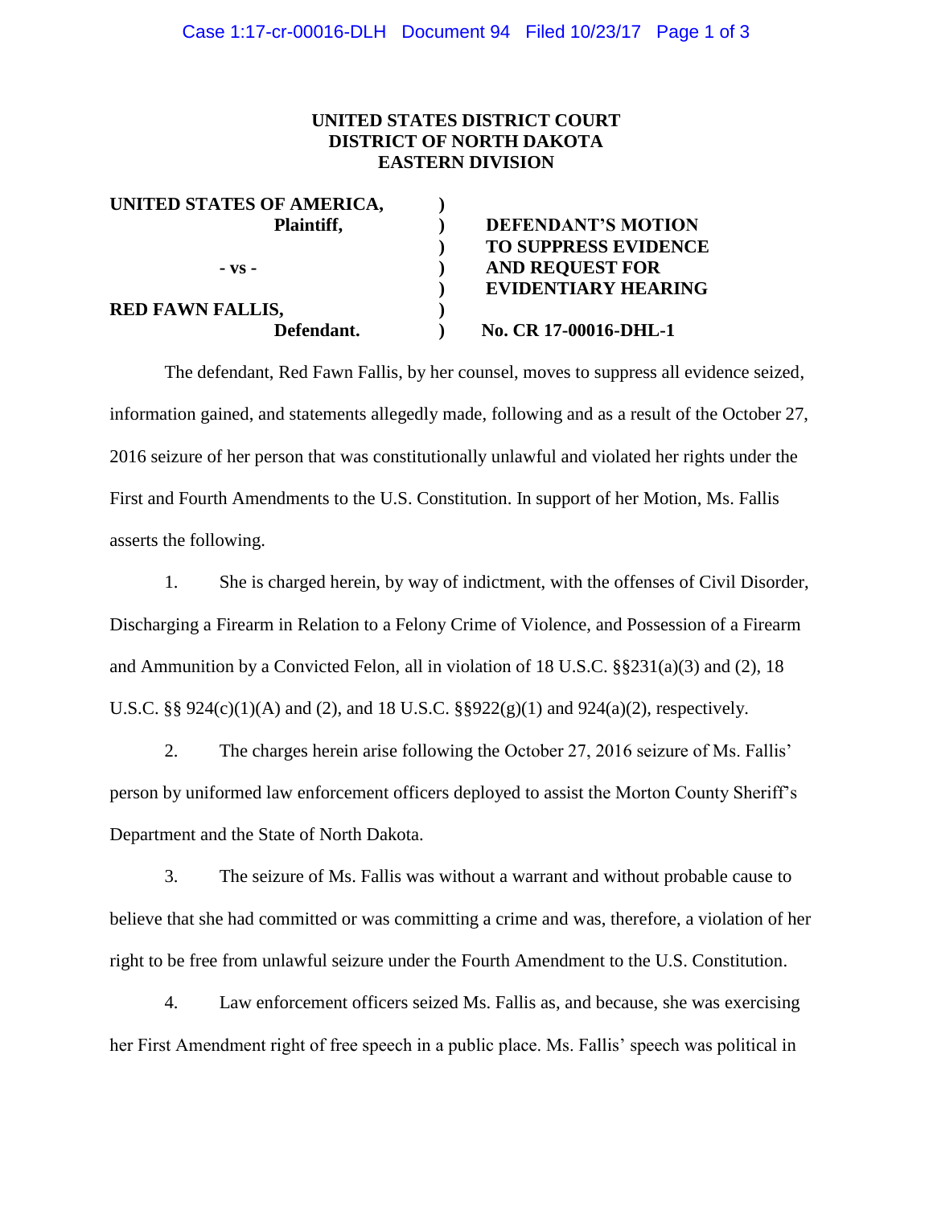**UNITED STATES DISTRICT COURT**
**DISTRICT OF NORTH DAKOTA**
**EASTERN DIVISION**

| | | |
|---|---|---|
| **UNITED STATES OF AMERICA,** | ) | |
| **Plaintiff,** | ) | **DEFENDANT'S MOTION** |
| | ) | **TO SUPPRESS EVIDENCE** |
| **- vs -** | ) | **AND REQUEST FOR** |
| | ) | **EVIDENTIARY HEARING** |
| **RED FAWN FALLIS,** | ) | |
| **Defendant.** | ) | **No. CR 17-00016-DHL-1** |

The defendant, Red Fawn Fallis, by her counsel, moves to suppress all evidence seized, information gained, and statements allegedly made, following and as a result of the October 27, 2016 seizure of her person that was constitutionally unlawful and violated her rights under the First and Fourth Amendments to the U.S. Constitution. In support of her Motion, Ms. Fallis asserts the following.

1. She is charged herein, by way of indictment, with the offenses of Civil Disorder, Discharging a Firearm in Relation to a Felony Crime of Violence, and Possession of a Firearm and Ammunition by a Convicted Felon, all in violation of 18 U.S.C. §§231(a)(3) and (2), 18 U.S.C. §§ 924(c)(1)(A) and (2), and 18 U.S.C. §§922(g)(1) and 924(a)(2), respectively.

2. The charges herein arise following the October 27, 2016 seizure of Ms. Fallis' person by uniformed law enforcement officers deployed to assist the Morton County Sheriff's Department and the State of North Dakota.

3. The seizure of Ms. Fallis was without a warrant and without probable cause to believe that she had committed or was committing a crime and was, therefore, a violation of her right to be free from unlawful seizure under the Fourth Amendment to the U.S. Constitution.

4. Law enforcement officers seized Ms. Fallis as, and because, she was exercising her First Amendment right of free speech in a public place. Ms. Fallis' speech was political in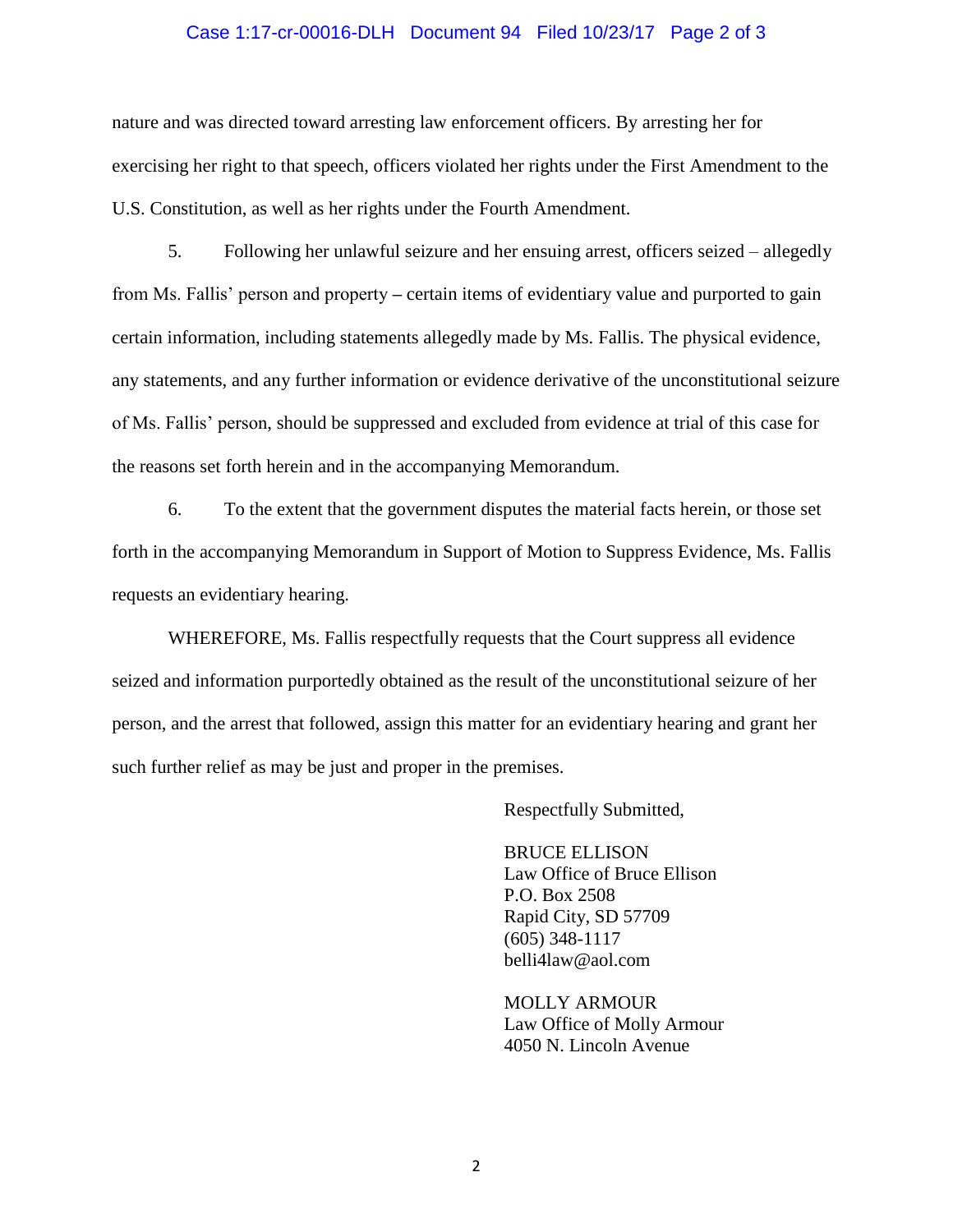nature and was directed toward arresting law enforcement officers. By arresting her for exercising her right to that speech, officers violated her rights under the First Amendment to the U.S. Constitution, as well as her rights under the Fourth Amendment.

5. Following her unlawful seizure and her ensuing arrest, officers seized – allegedly from Ms. Fallis' person and property – certain items of evidentiary value and purported to gain certain information, including statements allegedly made by Ms. Fallis. The physical evidence, any statements, and any further information or evidence derivative of the unconstitutional seizure of Ms. Fallis' person, should be suppressed and excluded from evidence at trial of this case for the reasons set forth herein and in the accompanying Memorandum.

6. To the extent that the government disputes the material facts herein, or those set forth in the accompanying Memorandum in Support of Motion to Suppress Evidence, Ms. Fallis requests an evidentiary hearing.

WHEREFORE, Ms. Fallis respectfully requests that the Court suppress all evidence seized and information purportedly obtained as the result of the unconstitutional seizure of her person, and the arrest that followed, assign this matter for an evidentiary hearing and grant her such further relief as may be just and proper in the premises.

Respectfully Submitted,

BRUCE ELLISON
Law Office of Bruce Ellison
P.O. Box 2508
Rapid City, SD 57709
(605) 348-1117
belli4law@aol.com

MOLLY ARMOUR
Law Office of Molly Armour
4050 N. Lincoln Avenue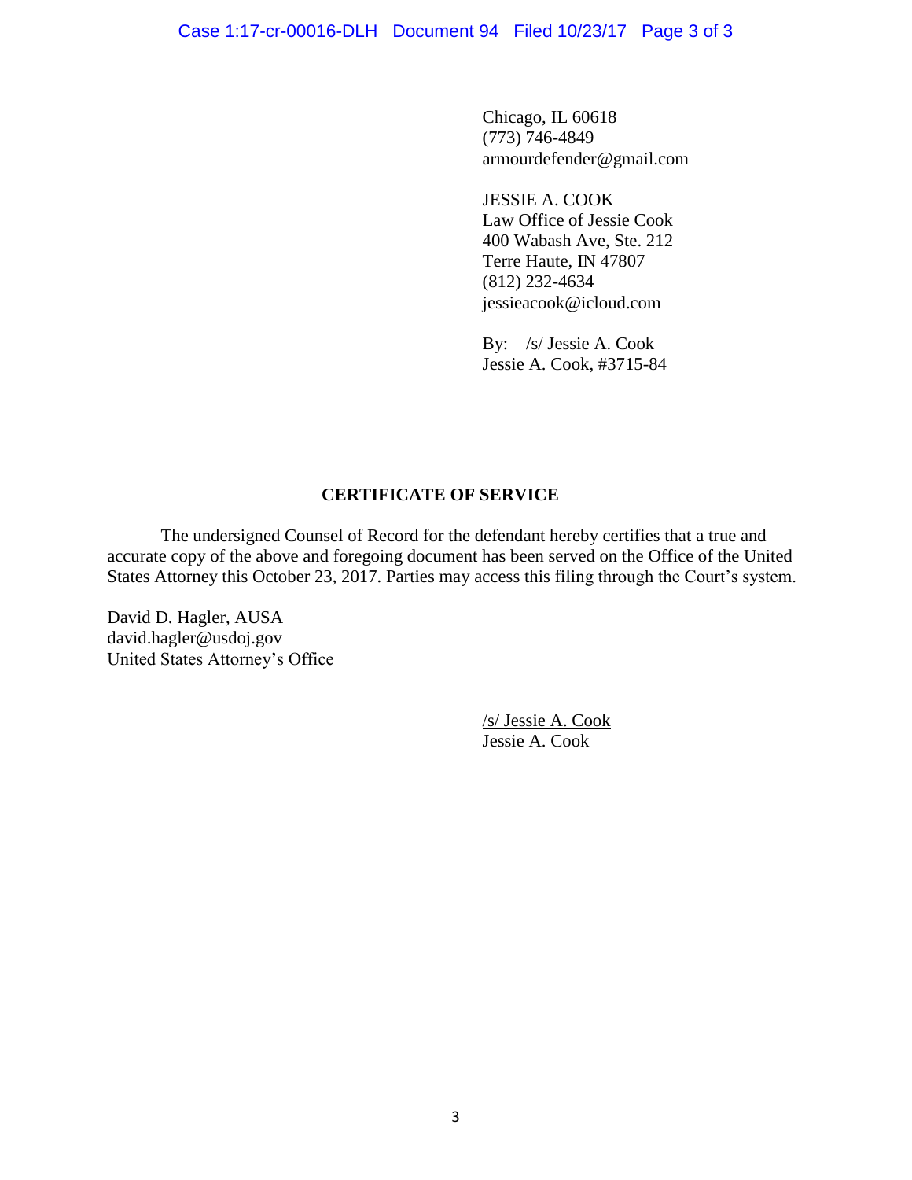Chicago, IL 60618
(773) 746-4849
armourdefender@gmail.com

JESSIE A. COOK
Law Office of Jessie Cook
400 Wabash Ave, Ste. 212
Terre Haute, IN 47807
(812) 232-4634
jessieacook@icloud.com

By: /s/ Jessie A. Cook
Jessie A. Cook, #3715-84

**CERTIFICATE OF SERVICE**

The undersigned Counsel of Record for the defendant hereby certifies that a true and accurate copy of the above and foregoing document has been served on the Office of the United States Attorney this October 23, 2017. Parties may access this filing through the Court's system.

David D. Hagler, AUSA
david.hagler@usdoj.gov
United States Attorney's Office

/s/ Jessie A. Cook
Jessie A. Cook